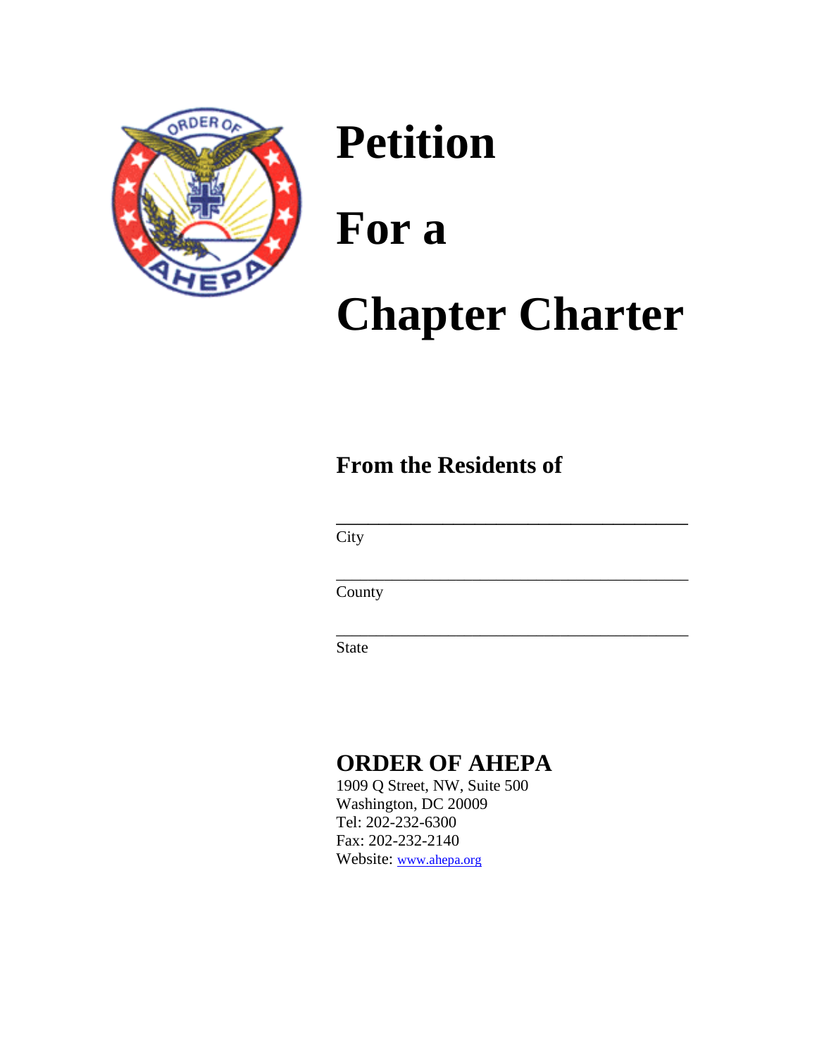# Petition

# For a

# Chapter Charter

## From the Residents of

_______________________________________
City

_______________________________________
County

_______________________________________
State

## ORDER OF AHEPA

1909 Q Street, NW, Suite 500
Washington, DC 20009
Tel: 202-232-6300
Fax: 202-232-2140
Website: www.ahepa.org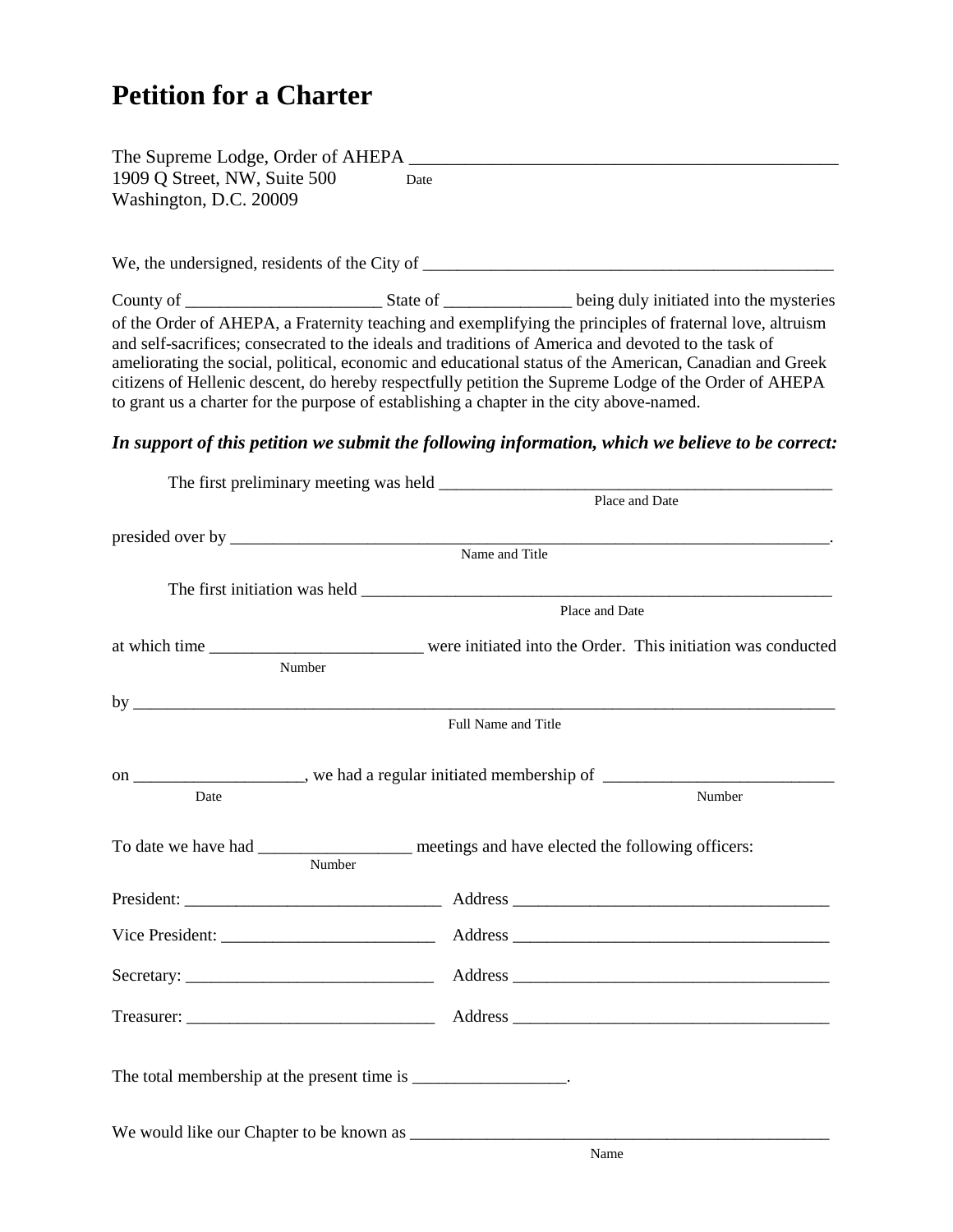# Petition for a Charter

The Supreme Lodge, Order of AHEPA ____________________________________________
1909 Q Street, NW, Suite 500 Date
Washington, D.C. 20009

We, the undersigned, residents of the City of ____________________________________________

County of ______________________ State of ______________ being duly initiated into the mysteries of the Order of AHEPA, a Fraternity teaching and exemplifying the principles of fraternal love, altruism and self-sacrifices; consecrated to the ideals and traditions of America and devoted to the task of ameliorating the social, political, economic and educational status of the American, Canadian and Greek citizens of Hellenic descent, do hereby respectfully petition the Supreme Lodge of the Order of AHEPA to grant us a charter for the purpose of establishing a chapter in the city above-named.

***In support of this petition we submit the following information, which we believe to be correct:***

The first preliminary meeting was held ____________________________________________
Place and Date

presided over by ____________________________________________________________________.
Name and Title

The first initiation was held ____________________________________________________
Place and Date

at which time ________________________ were initiated into the Order. This initiation was conducted
Number

by ____________________________________________________________________________
Full Name and Title

on ___________________, we had a regular initiated membership of __________________________
Date Number

To date we have had _________________ meetings and have elected the following officers:
Number

President: _____________________________ Address ____________________________________

Vice President: ________________________ Address ____________________________________

Secretary: ____________________________ Address ____________________________________

Treasurer: ____________________________ Address ____________________________________

The total membership at the present time is _________________.

We would like our Chapter to be known as _______________________________________________
Name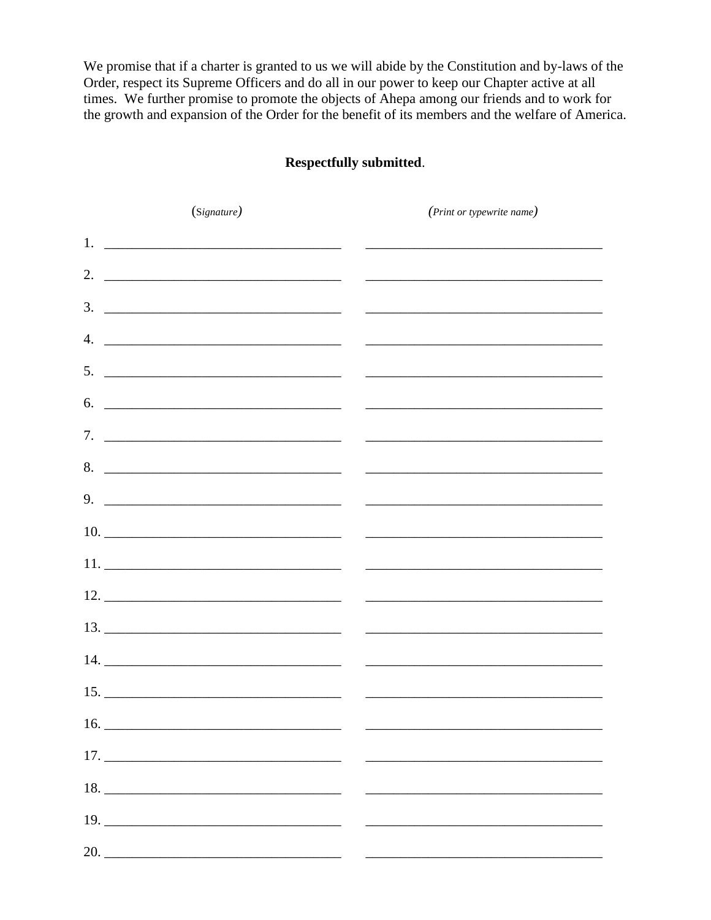We promise that if a charter is granted to us we will abide by the Constitution and by-laws of the Order, respect its Supreme Officers and do all in our power to keep our Chapter active at all times. We further promise to promote the objects of Ahepa among our friends and to work for the growth and expansion of the Order for the benefit of its members and the welfare of America.

**Respectfully submitted**.

| *(Signature)* | *(Print or typewrite name)* |
|---|---|
| 1. ___________________________________ | ___________________________________ |
| 2. ___________________________________ | ___________________________________ |
| 3. ___________________________________ | ___________________________________ |
| 4. ___________________________________ | ___________________________________ |
| 5. ___________________________________ | ___________________________________ |
| 6. ___________________________________ | ___________________________________ |
| 7. ___________________________________ | ___________________________________ |
| 8. ___________________________________ | ___________________________________ |
| 9. ___________________________________ | ___________________________________ |
| 10. ___________________________________ | ___________________________________ |
| 11. ___________________________________ | ___________________________________ |
| 12. ___________________________________ | ___________________________________ |
| 13. ___________________________________ | ___________________________________ |
| 14. ___________________________________ | ___________________________________ |
| 15. ___________________________________ | ___________________________________ |
| 16. ___________________________________ | ___________________________________ |
| 17. ___________________________________ | ___________________________________ |
| 18. ___________________________________ | ___________________________________ |
| 19. ___________________________________ | ___________________________________ |
| 20. ___________________________________ | ___________________________________ |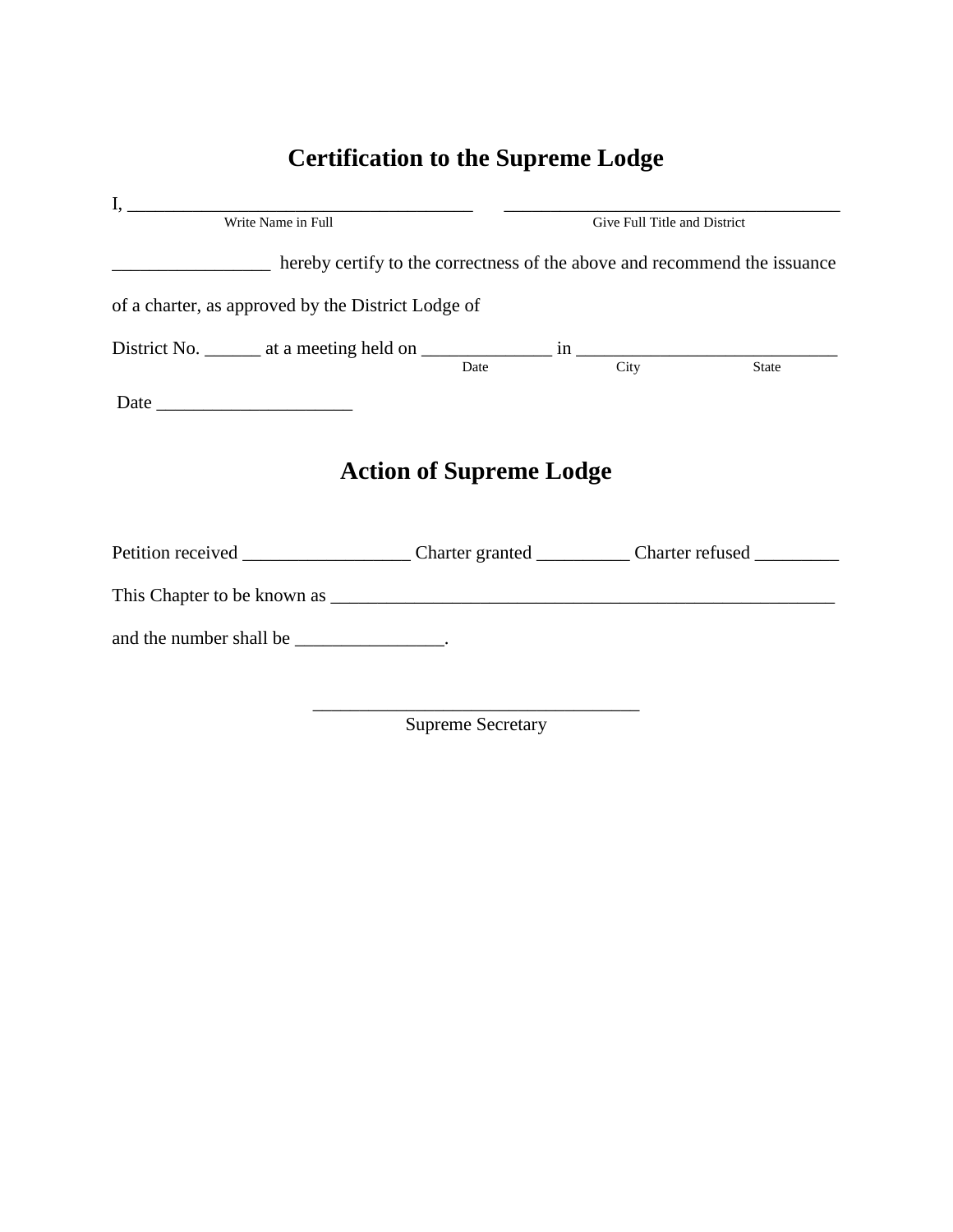# Certification to the Supreme Lodge

I, ______________________________________ ______________________________________
Write Name in Full Give Full Title and District

_________________ hereby certify to the correctness of the above and recommend the issuance

of a charter, as approved by the District Lodge of

District No. ______ at a meeting held on ______________ in _____________________________
Date City State

Date _____________________

# Action of Supreme Lodge

Petition received __________________ Charter granted __________ Charter refused _________

This Chapter to be known as ________________________________________________________

and the number shall be ________________.

___________________________________
Supreme Secretary